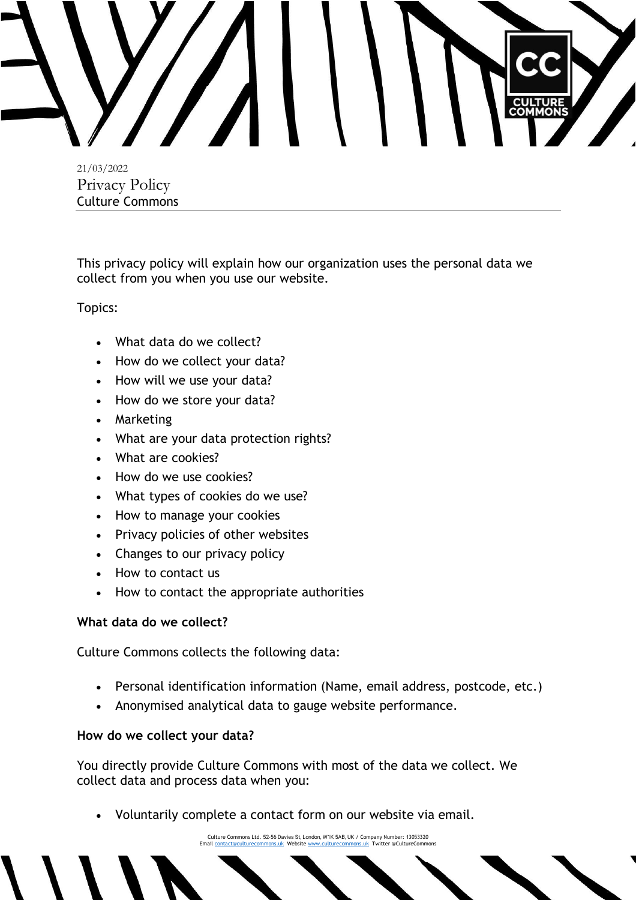21/03/2022

# Privacy Policy

Culture Commons

This privacy policy will explain how our organization uses the personal data we collect from you when you use our website.

Topics:

- What data do we collect?
- How do we collect your data?
- How will we use your data?
- How do we store your data?
- Marketing
- What are your data protection rights?
- What are cookies?
- How do we use cookies?
- What types of cookies do we use?
- How to manage your cookies
- Privacy policies of other websites
- Changes to our privacy policy
- How to contact us
- How to contact the appropriate authorities

**What data do we collect?**

Culture Commons collects the following data:

- Personal identification information (Name, email address, postcode, etc.)
- Anonymised analytical data to gauge website performance.

**How do we collect your data?**

You directly provide Culture Commons with most of the data we collect. We collect data and process data when you:

- Voluntarily complete a contact form on our website via email.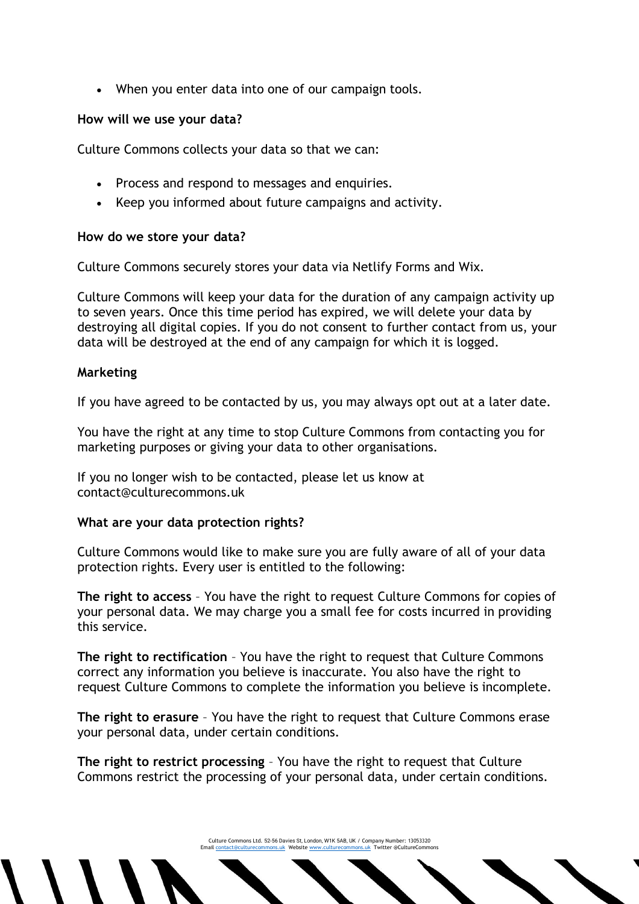- When you enter data into one of our campaign tools.

**How will we use your data?**

Culture Commons collects your data so that we can:

- Process and respond to messages and enquiries.
- Keep you informed about future campaigns and activity.

**How do we store your data?**

Culture Commons securely stores your data via Netlify Forms and Wix.

Culture Commons will keep your data for the duration of any campaign activity up to seven years. Once this time period has expired, we will delete your data by destroying all digital copies. If you do not consent to further contact from us, your data will be destroyed at the end of any campaign for which it is logged.

**Marketing**

If you have agreed to be contacted by us, you may always opt out at a later date.

You have the right at any time to stop Culture Commons from contacting you for marketing purposes or giving your data to other organisations.

If you no longer wish to be contacted, please let us know at contact@culturecommons.uk

**What are your data protection rights?**

Culture Commons would like to make sure you are fully aware of all of your data protection rights. Every user is entitled to the following:

**The right to access** – You have the right to request Culture Commons for copies of your personal data. We may charge you a small fee for costs incurred in providing this service.

**The right to rectification** – You have the right to request that Culture Commons correct any information you believe is inaccurate. You also have the right to request Culture Commons to complete the information you believe is incomplete.

**The right to erasure** – You have the right to request that Culture Commons erase your personal data, under certain conditions.

**The right to restrict processing** – You have the right to request that Culture Commons restrict the processing of your personal data, under certain conditions.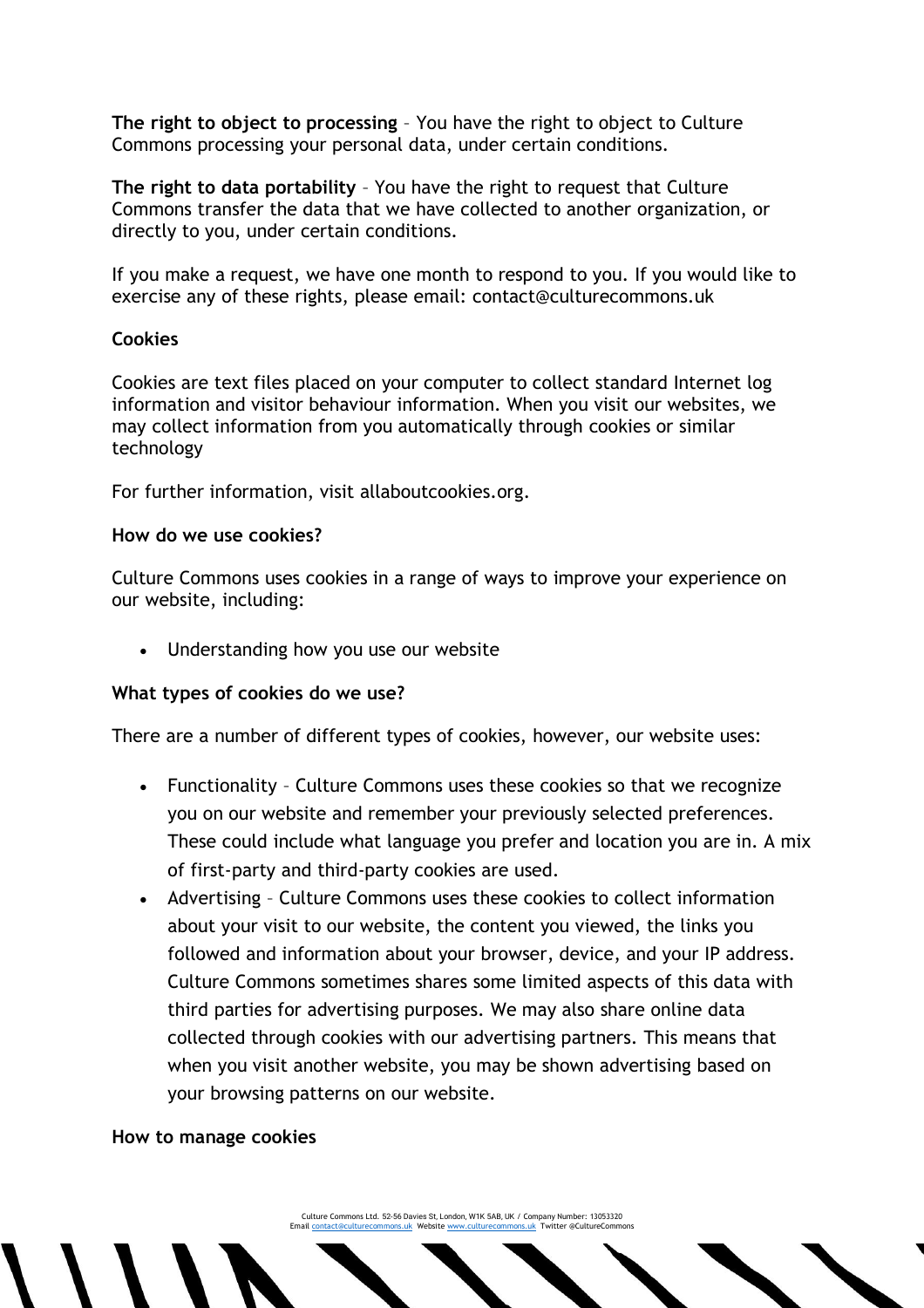**The right to object to processing** – You have the right to object to Culture Commons processing your personal data, under certain conditions.

**The right to data portability** – You have the right to request that Culture Commons transfer the data that we have collected to another organization, or directly to you, under certain conditions.

If you make a request, we have one month to respond to you. If you would like to exercise any of these rights, please email: contact@culturecommons.uk

**Cookies**

Cookies are text files placed on your computer to collect standard Internet log information and visitor behaviour information. When you visit our websites, we may collect information from you automatically through cookies or similar technology

For further information, visit allaboutcookies.org.

**How do we use cookies?**

Culture Commons uses cookies in a range of ways to improve your experience on our website, including:

- Understanding how you use our website

**What types of cookies do we use?**

There are a number of different types of cookies, however, our website uses:

- Functionality – Culture Commons uses these cookies so that we recognize you on our website and remember your previously selected preferences. These could include what language you prefer and location you are in. A mix of first-party and third-party cookies are used.
- Advertising – Culture Commons uses these cookies to collect information about your visit to our website, the content you viewed, the links you followed and information about your browser, device, and your IP address. Culture Commons sometimes shares some limited aspects of this data with third parties for advertising purposes. We may also share online data collected through cookies with our advertising partners. This means that when you visit another website, you may be shown advertising based on your browsing patterns on our website.

**How to manage cookies**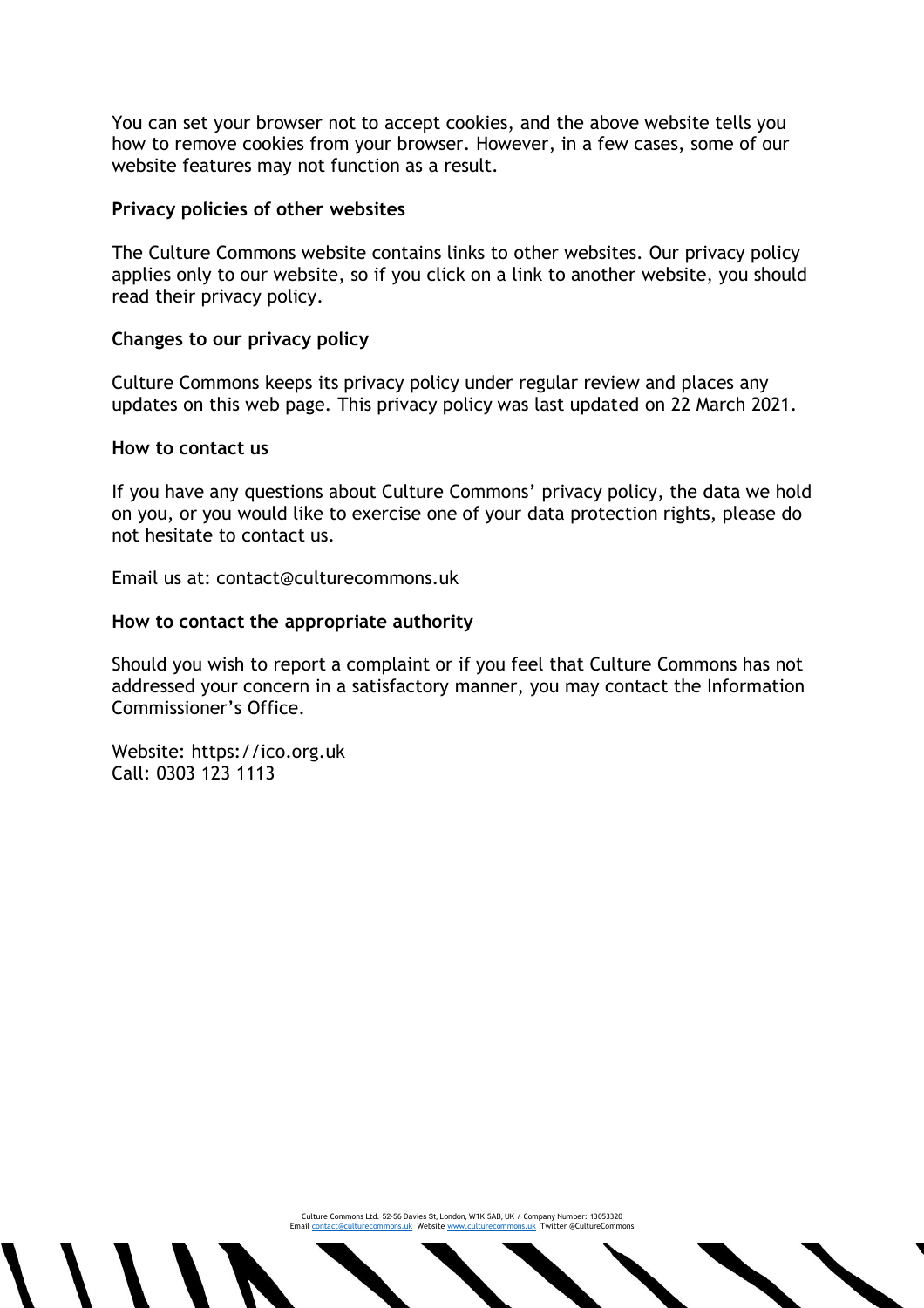You can set your browser not to accept cookies, and the above website tells you how to remove cookies from your browser. However, in a few cases, some of our website features may not function as a result.

**Privacy policies of other websites**

The Culture Commons website contains links to other websites. Our privacy policy applies only to our website, so if you click on a link to another website, you should read their privacy policy.

**Changes to our privacy policy**

Culture Commons keeps its privacy policy under regular review and places any updates on this web page. This privacy policy was last updated on 22 March 2021.

**How to contact us**

If you have any questions about Culture Commons' privacy policy, the data we hold on you, or you would like to exercise one of your data protection rights, please do not hesitate to contact us.

Email us at: contact@culturecommons.uk

**How to contact the appropriate authority**

Should you wish to report a complaint or if you feel that Culture Commons has not addressed your concern in a satisfactory manner, you may contact the Information Commissioner's Office.

Website: https://ico.org.uk
Call: 0303 123 1113